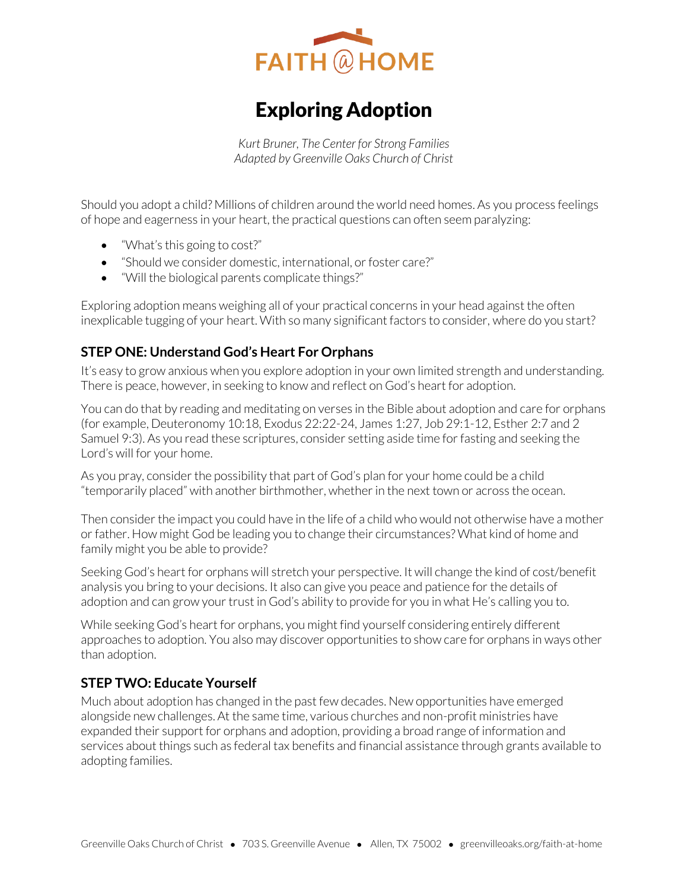FAITH @ HOME

# Exploring Adoption

*Kurt Bruner, The Center for Strong Families*
*Adapted by Greenville Oaks Church of Christ*

Should you adopt a child? Millions of children around the world need homes. As you process feelings of hope and eagerness in your heart, the practical questions can often seem paralyzing:

- "What's this going to cost?"
- "Should we consider domestic, international, or foster care?"
- "Will the biological parents complicate things?"

Exploring adoption means weighing all of your practical concerns in your head against the often inexplicable tugging of your heart. With so many significant factors to consider, where do you start?

## STEP ONE: Understand God's Heart For Orphans

It's easy to grow anxious when you explore adoption in your own limited strength and understanding. There is peace, however, in seeking to know and reflect on God's heart for adoption.

You can do that by reading and meditating on verses in the Bible about adoption and care for orphans (for example, Deuteronomy 10:18, Exodus 22:22-24, James 1:27, Job 29:1-12, Esther 2:7 and 2 Samuel 9:3). As you read these scriptures, consider setting aside time for fasting and seeking the Lord's will for your home.

As you pray, consider the possibility that part of God's plan for your home could be a child "temporarily placed" with another birthmother, whether in the next town or across the ocean.

Then consider the impact you could have in the life of a child who would not otherwise have a mother or father. How might God be leading you to change their circumstances? What kind of home and family might you be able to provide?

Seeking God's heart for orphans will stretch your perspective. It will change the kind of cost/benefit analysis you bring to your decisions. It also can give you peace and patience for the details of adoption and can grow your trust in God's ability to provide for you in what He's calling you to.

While seeking God's heart for orphans, you might find yourself considering entirely different approaches to adoption. You also may discover opportunities to show care for orphans in ways other than adoption.

## STEP TWO: Educate Yourself

Much about adoption has changed in the past few decades. New opportunities have emerged alongside new challenges. At the same time, various churches and non-profit ministries have expanded their support for orphans and adoption, providing a broad range of information and services about things such as federal tax benefits and financial assistance through grants available to adopting families.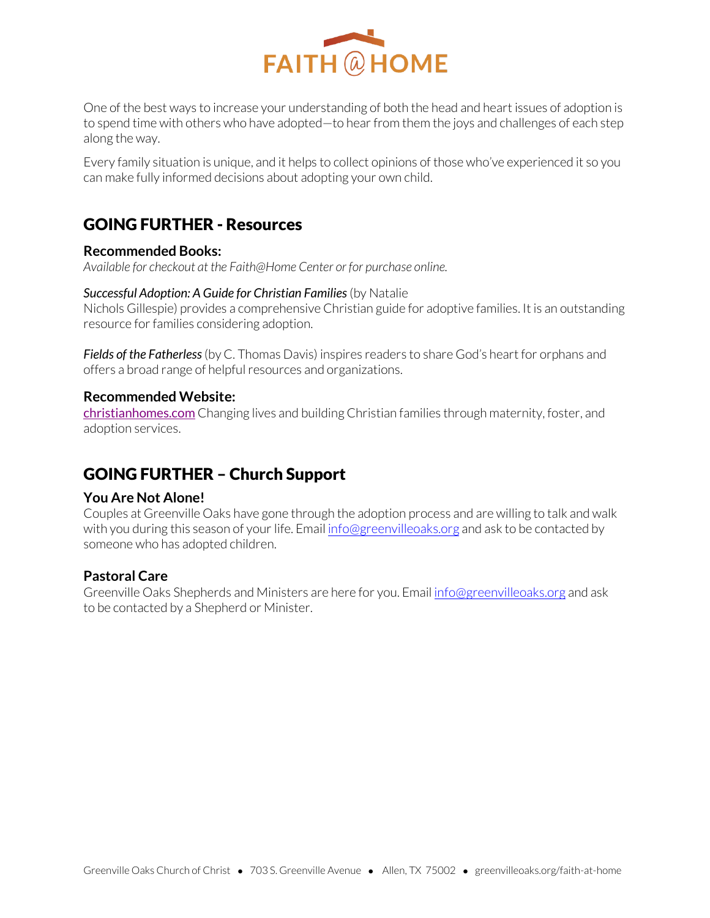# FAITH @ HOME

One of the best ways to increase your understanding of both the head and heart issues of adoption is to spend time with others who have adopted—to hear from them the joys and challenges of each step along the way.

Every family situation is unique, and it helps to collect opinions of those who've experienced it so you can make fully informed decisions about adopting your own child.

## GOING FURTHER - Resources

### Recommended Books:

*Available for checkout at the Faith@Home Center or for purchase online.*

***Successful Adoption: A Guide for Christian Families*** (by Natalie Nichols Gillespie) provides a comprehensive Christian guide for adoptive families. It is an outstanding resource for families considering adoption.

***Fields of the Fatherless*** (by C. Thomas Davis) inspires readers to share God's heart for orphans and offers a broad range of helpful resources and organizations.

### Recommended Website:

christianhomes.com Changing lives and building Christian families through maternity, foster, and adoption services.

## GOING FURTHER – Church Support

### You Are Not Alone!

Couples at Greenville Oaks have gone through the adoption process and are willing to talk and walk with you during this season of your life. Email info@greenvilleoaks.org and ask to be contacted by someone who has adopted children.

### Pastoral Care

Greenville Oaks Shepherds and Ministers are here for you. Email info@greenvilleoaks.org and ask to be contacted by a Shepherd or Minister.